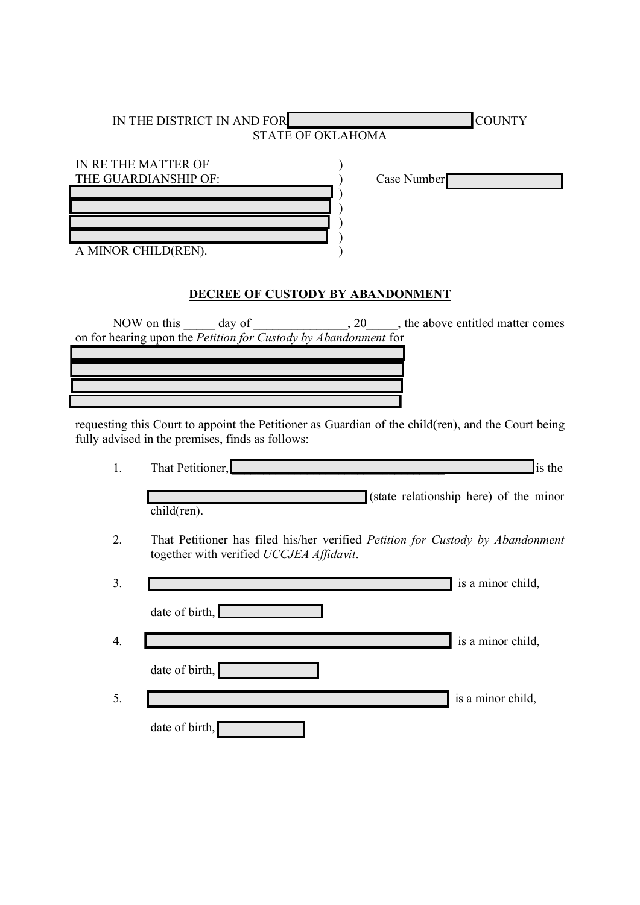IN THE DISTRICT IN AND FOR ____________________ COUNTY
STATE OF OKLAHOMA

IN RE THE MATTER OF
THE GUARDIANSHIP OF:
____________________
____________________
____________________
____________________
A MINOR CHILD(REN).

Case Number ____________

**DECREE OF CUSTODY BY ABANDONMENT**

NOW on this _____ day of _______________, 20_____, the above entitled matter comes on for hearing upon the *Petition for Custody by Abandonment* for

____________________
____________________
____________________
____________________

requesting this Court to appoint the Petitioner as Guardian of the child(ren), and the Court being fully advised in the premises, finds as follows:

1. That Petitioner, ____________________ is the ____________________ (state relationship here) of the minor child(ren).

2. That Petitioner has filed his/her verified *Petition for Custody by Abandonment* together with verified *UCCJEA Affidavit*.

3. ____________________ is a minor child, date of birth, ____________

4. ____________________ is a minor child, date of birth, ____________

5. ____________________ is a minor child, date of birth, ____________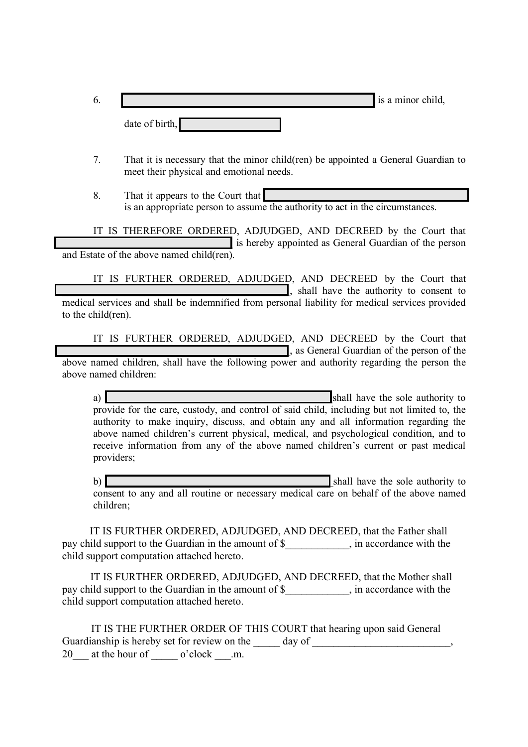6. \_\_\_\_\_\_\_\_\_\_\_\_\_\_\_\_\_\_\_\_\_\_\_\_\_\_\_\_\_\_\_\_\_\_\_\_\_\_\_\_ is a minor child, date of birth, \_\_\_\_\_\_\_\_\_\_\_\_\_\_\_\_

7. That it is necessary that the minor child(ren) be appointed a General Guardian to meet their physical and emotional needs.

8. That it appears to the Court that \_\_\_\_\_\_\_\_\_\_\_\_\_\_\_\_\_\_\_\_\_\_\_\_\_\_\_\_\_\_\_\_\_\_\_\_\_\_\_\_ is an appropriate person to assume the authority to act in the circumstances.

IT IS THEREFORE ORDERED, ADJUDGED, AND DECREED by the Court that \_\_\_\_\_\_\_\_\_\_\_\_\_\_\_\_\_\_\_\_\_\_\_\_\_\_\_\_\_\_\_\_\_\_\_\_ is hereby appointed as General Guardian of the person and Estate of the above named child(ren).

IT IS FURTHER ORDERED, ADJUDGED, AND DECREED by the Court that \_\_\_\_\_\_\_\_\_\_\_\_\_\_\_\_\_\_\_\_\_\_\_\_\_\_\_\_\_\_\_\_\_\_\_\_\_\_\_\_\_\_, shall have the authority to consent to medical services and shall be indemnified from personal liability for medical services provided to the child(ren).

IT IS FURTHER ORDERED, ADJUDGED, AND DECREED by the Court that \_\_\_\_\_\_\_\_\_\_\_\_\_\_\_\_\_\_\_\_\_\_\_\_\_\_\_\_\_\_\_\_\_\_\_\_\_\_\_\_\_\_, as General Guardian of the person of the above named children, shall have the following power and authority regarding the person the above named children:

a) \_\_\_\_\_\_\_\_\_\_\_\_\_\_\_\_\_\_\_\_\_\_\_\_\_\_\_\_\_\_\_\_\_\_\_\_\_\_\_\_\_\_ shall have the sole authority to provide for the care, custody, and control of said child, including but not limited to, the authority to make inquiry, discuss, and obtain any and all information regarding the above named children's current physical, medical, and psychological condition, and to receive information from any of the above named children's current or past medical providers;

b) \_\_\_\_\_\_\_\_\_\_\_\_\_\_\_\_\_\_\_\_\_\_\_\_\_\_\_\_\_\_\_\_\_\_\_\_\_\_\_\_\_\_ shall have the sole authority to consent to any and all routine or necessary medical care on behalf of the above named children;

IT IS FURTHER ORDERED, ADJUDGED, AND DECREED, that the Father shall pay child support to the Guardian in the amount of $\_\_\_\_\_\_\_\_\_\_\_\_, in accordance with the child support computation attached hereto.

IT IS FURTHER ORDERED, ADJUDGED, AND DECREED, that the Mother shall pay child support to the Guardian in the amount of $\_\_\_\_\_\_\_\_\_\_\_\_, in accordance with the child support computation attached hereto.

IT IS THE FURTHER ORDER OF THIS COURT that hearing upon said General Guardianship is hereby set for review on the \_\_\_\_\_ day of \_\_\_\_\_\_\_\_\_\_\_\_\_\_\_\_\_\_\_\_\_\_\_\_\_\_, 20\_\_\_ at the hour of \_\_\_\_\_ o'clock \_\_\_.m.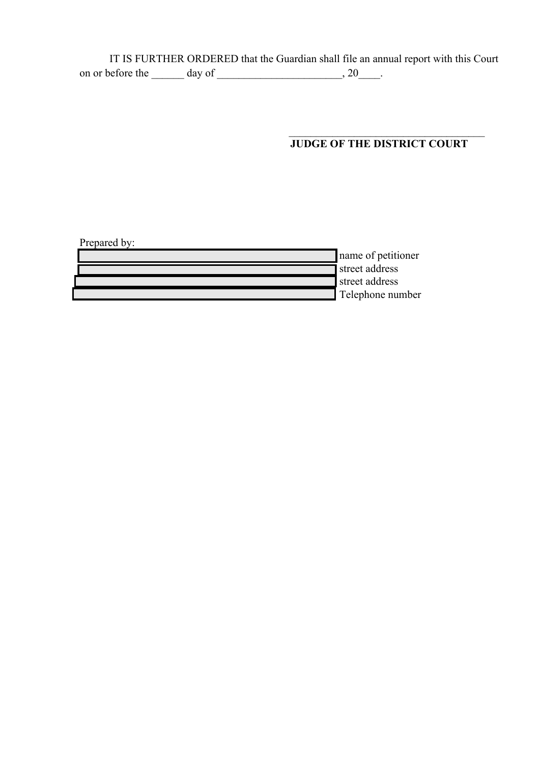IT IS FURTHER ORDERED that the Guardian shall file an annual report with this Court on or before the ______ day of _______________________, 20____.

_______________________________________
**JUDGE OF THE DISTRICT COURT**

Prepared by:

| | |
|---|---|
| | name of petitioner |
| | street address |
| | street address |
| | Telephone number |